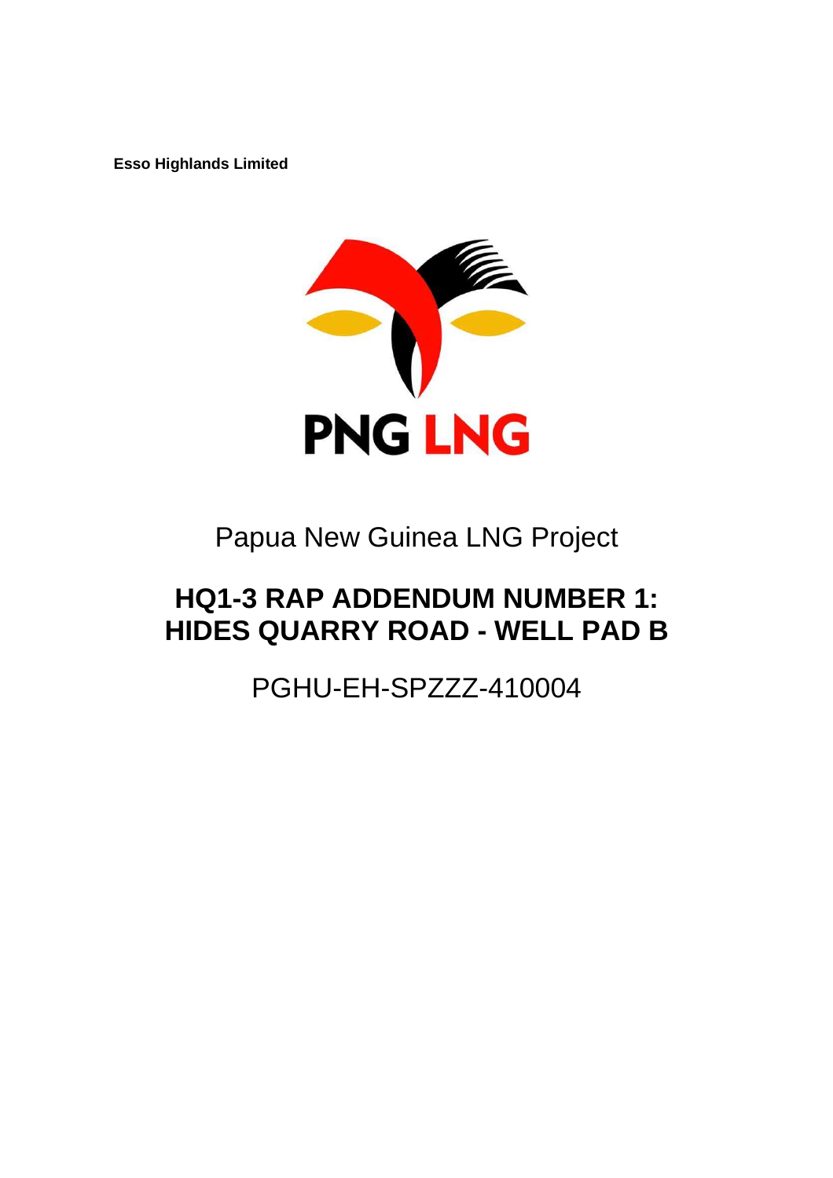**Esso Highlands Limited**

PNG LNG

Papua New Guinea LNG Project

# HQ1-3 RAP ADDENDUM NUMBER 1: HIDES QUARRY ROAD - WELL PAD B

PGHU-EH-SPZZZ-410004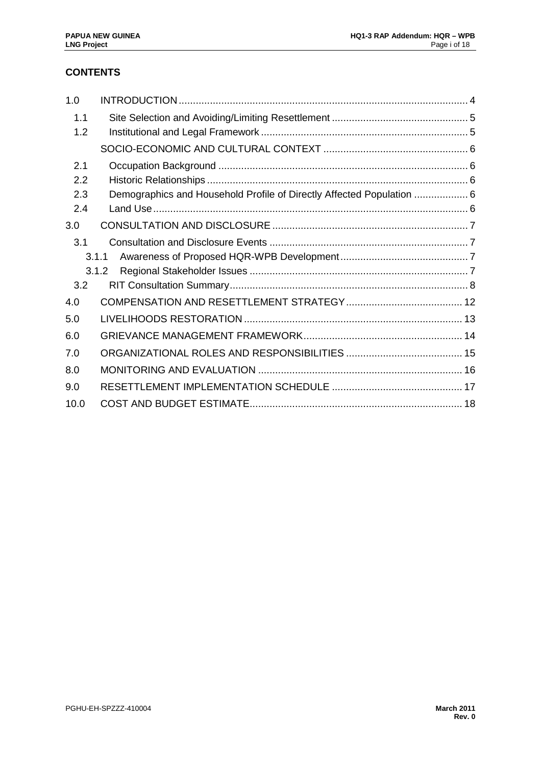## CONTENTS

| | | |
|---|---|---|
| 1.0 | INTRODUCTION | 4 |
| 1.1 | Site Selection and Avoiding/Limiting Resettlement | 5 |
| 1.2 | Institutional and Legal Framework | 5 |
| | SOCIO-ECONOMIC AND CULTURAL CONTEXT | 6 |
| 2.1 | Occupation Background | 6 |
| 2.2 | Historic Relationships | 6 |
| 2.3 | Demographics and Household Profile of Directly Affected Population | 6 |
| 2.4 | Land Use | 6 |
| 3.0 | CONSULTATION AND DISCLOSURE | 7 |
| 3.1 | Consultation and Disclosure Events | 7 |
| 3.1.1 | Awareness of Proposed HQR-WPB Development | 7 |
| 3.1.2 | Regional Stakeholder Issues | 7 |
| 3.2 | RIT Consultation Summary | 8 |
| 4.0 | COMPENSATION AND RESETTLEMENT STRATEGY | 12 |
| 5.0 | LIVELIHOODS RESTORATION | 13 |
| 6.0 | GRIEVANCE MANAGEMENT FRAMEWORK | 14 |
| 7.0 | ORGANIZATIONAL ROLES AND RESPONSIBILITIES | 15 |
| 8.0 | MONITORING AND EVALUATION | 16 |
| 9.0 | RESETTLEMENT IMPLEMENTATION SCHEDULE | 17 |
| 10.0 | COST AND BUDGET ESTIMATE | 18 |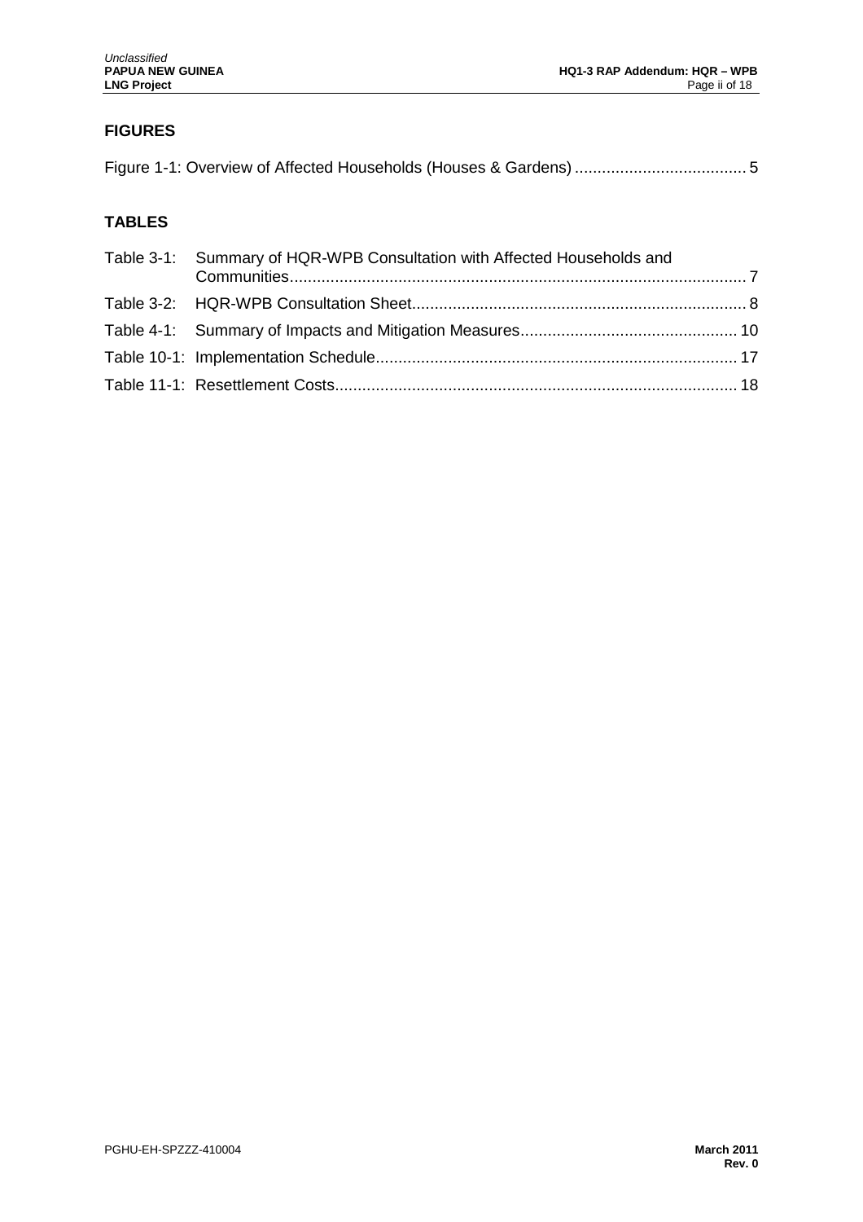## FIGURES

Figure 1-1: Overview of Affected Households (Houses & Gardens) ...................................... 5

## TABLES

Table 3-1: Summary of HQR-WPB Consultation with Affected Households and Communities..................................................................................................... 7

Table 3-2: HQR-WPB Consultation Sheet.......................................................................... 8

Table 4-1: Summary of Impacts and Mitigation Measures................................................ 10

Table 10-1: Implementation Schedule................................................................................ 17

Table 11-1: Resettlement Costs......................................................................................... 18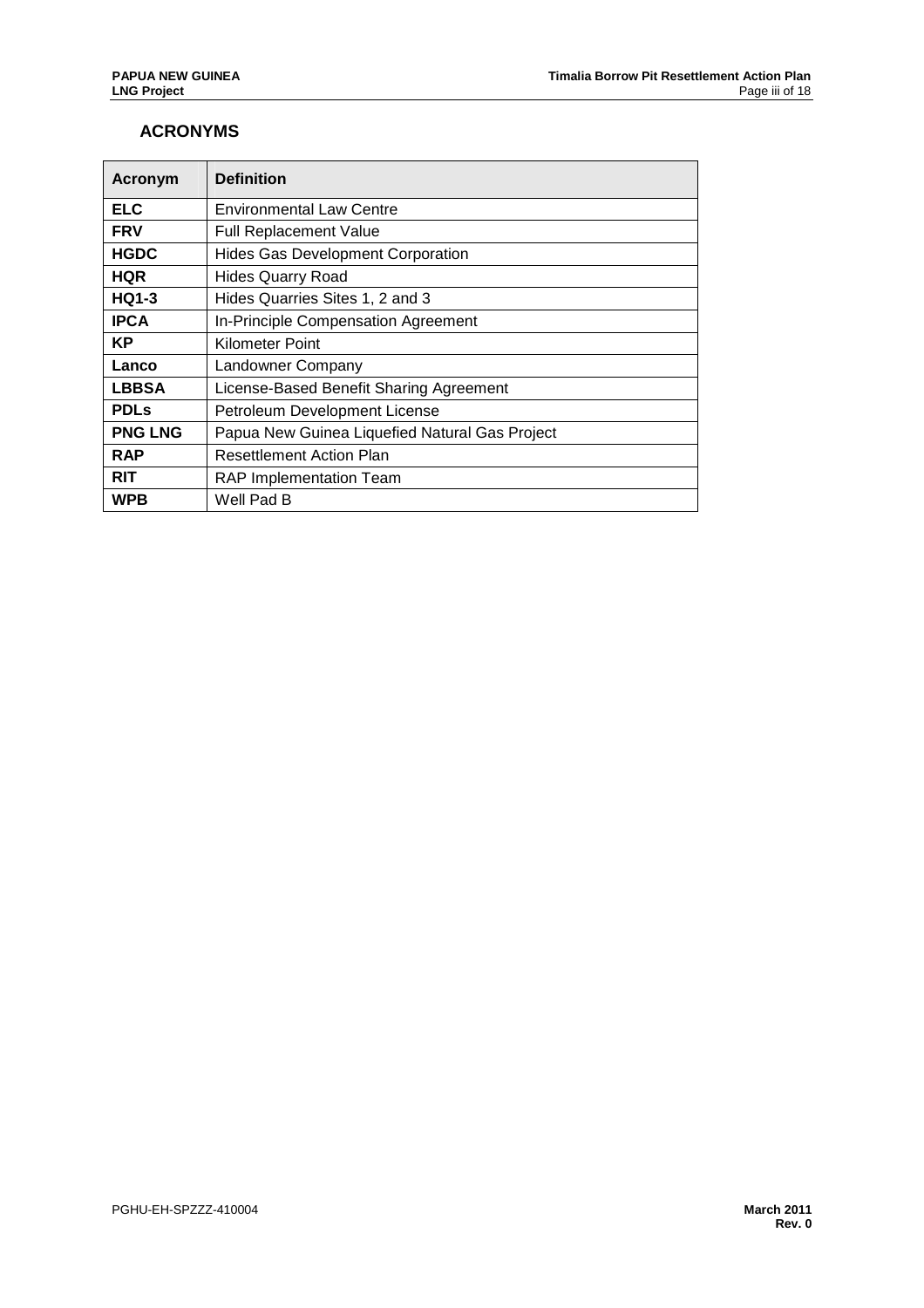## ACRONYMS

| Acronym | Definition |
| --- | --- |
| **ELC** | Environmental Law Centre |
| **FRV** | Full Replacement Value |
| **HGDC** | Hides Gas Development Corporation |
| **HQR** | Hides Quarry Road |
| **HQ1-3** | Hides Quarries Sites 1, 2 and 3 |
| **IPCA** | In-Principle Compensation Agreement |
| **KP** | Kilometer Point |
| **Lanco** | Landowner Company |
| **LBBSA** | License-Based Benefit Sharing Agreement |
| **PDLs** | Petroleum Development License |
| **PNG LNG** | Papua New Guinea Liquefied Natural Gas Project |
| **RAP** | Resettlement Action Plan |
| **RIT** | RAP Implementation Team |
| **WPB** | Well Pad B |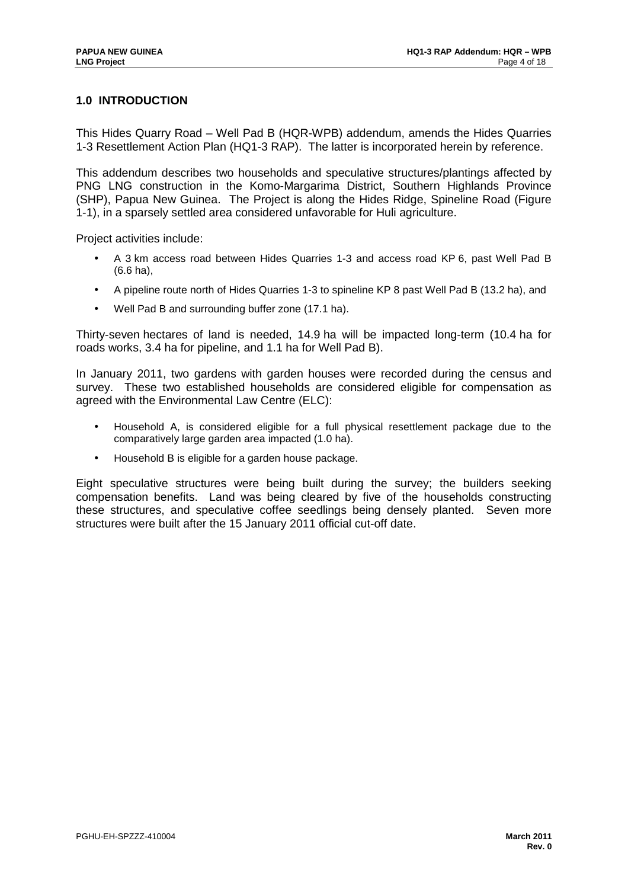## 1.0 INTRODUCTION

This Hides Quarry Road – Well Pad B (HQR-WPB) addendum, amends the Hides Quarries 1-3 Resettlement Action Plan (HQ1-3 RAP). The latter is incorporated herein by reference.

This addendum describes two households and speculative structures/plantings affected by PNG LNG construction in the Komo-Margarima District, Southern Highlands Province (SHP), Papua New Guinea. The Project is along the Hides Ridge, Spineline Road (Figure 1-1), in a sparsely settled area considered unfavorable for Huli agriculture.

Project activities include:

- A 3 km access road between Hides Quarries 1-3 and access road KP 6, past Well Pad B (6.6 ha),
- A pipeline route north of Hides Quarries 1-3 to spineline KP 8 past Well Pad B (13.2 ha), and
- Well Pad B and surrounding buffer zone (17.1 ha).

Thirty-seven hectares of land is needed, 14.9 ha will be impacted long-term (10.4 ha for roads works, 3.4 ha for pipeline, and 1.1 ha for Well Pad B).

In January 2011, two gardens with garden houses were recorded during the census and survey. These two established households are considered eligible for compensation as agreed with the Environmental Law Centre (ELC):

- Household A, is considered eligible for a full physical resettlement package due to the comparatively large garden area impacted (1.0 ha).
- Household B is eligible for a garden house package.

Eight speculative structures were being built during the survey; the builders seeking compensation benefits. Land was being cleared by five of the households constructing these structures, and speculative coffee seedlings being densely planted. Seven more structures were built after the 15 January 2011 official cut-off date.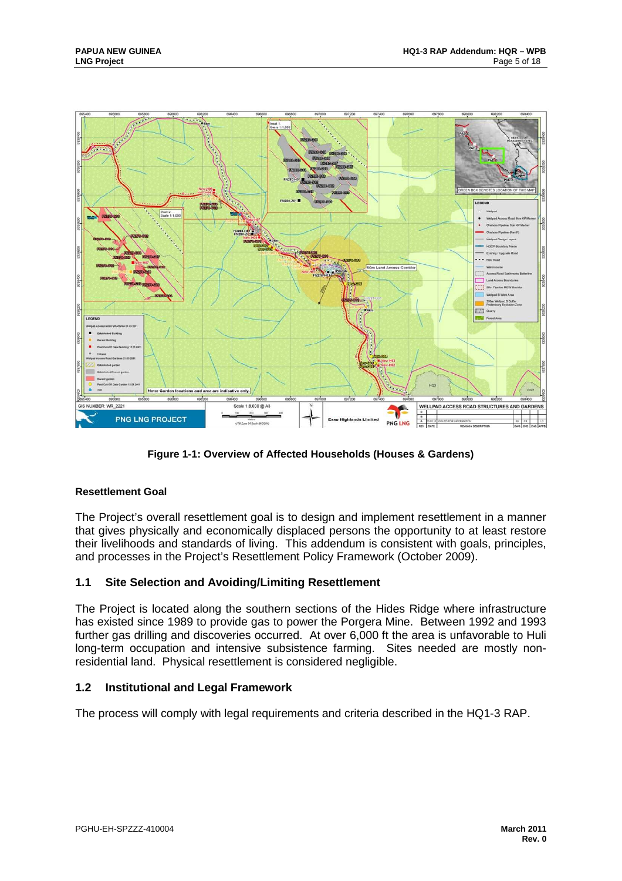Figure 1-1: Overview of Affected Households (Houses & Gardens)

**Resettlement Goal**

The Project's overall resettlement goal is to design and implement resettlement in a manner that gives physically and economically displaced persons the opportunity to at least restore their livelihoods and standards of living. This addendum is consistent with goals, principles, and processes in the Project's Resettlement Policy Framework (October 2009).

## 1.1 Site Selection and Avoiding/Limiting Resettlement

The Project is located along the southern sections of the Hides Ridge where infrastructure has existed since 1989 to provide gas to power the Porgera Mine. Between 1992 and 1993 further gas drilling and discoveries occurred. At over 6,000 ft the area is unfavorable to Huli long-term occupation and intensive subsistence farming. Sites needed are mostly non-residential land. Physical resettlement is considered negligible.

## 1.2 Institutional and Legal Framework

The process will comply with legal requirements and criteria described in the HQ1-3 RAP.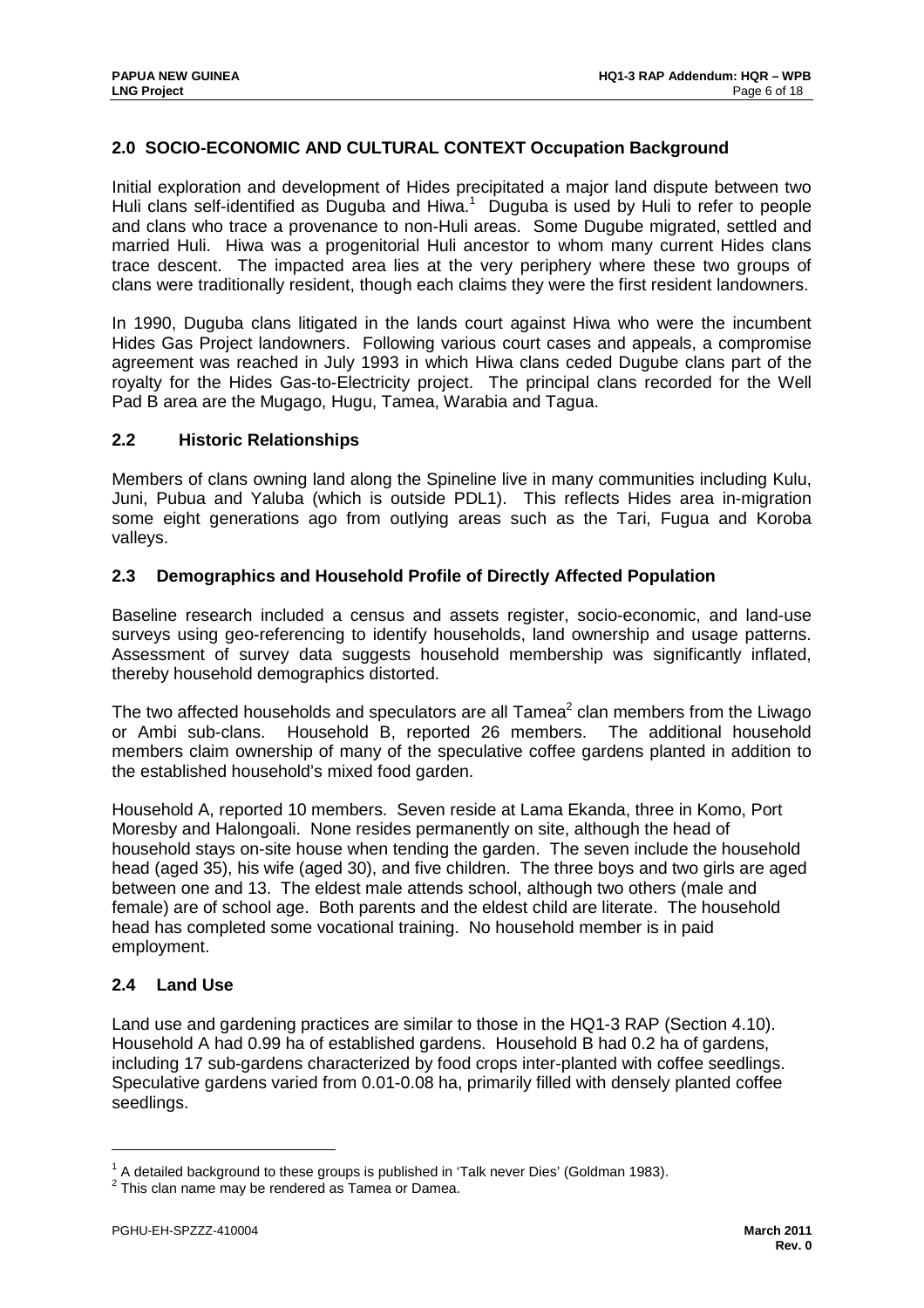## 2.0 SOCIO-ECONOMIC AND CULTURAL CONTEXT Occupation Background

Initial exploration and development of Hides precipitated a major land dispute between two Huli clans self-identified as Duguba and Hiwa.[1] Duguba is used by Huli to refer to people and clans who trace a provenance to non-Huli areas. Some Dugube migrated, settled and married Huli. Hiwa was a progenitorial Huli ancestor to whom many current Hides clans trace descent. The impacted area lies at the very periphery where these two groups of clans were traditionally resident, though each claims they were the first resident landowners.

In 1990, Duguba clans litigated in the lands court against Hiwa who were the incumbent Hides Gas Project landowners. Following various court cases and appeals, a compromise agreement was reached in July 1993 in which Hiwa clans ceded Dugube clans part of the royalty for the Hides Gas-to-Electricity project. The principal clans recorded for the Well Pad B area are the Mugago, Hugu, Tamea, Warabia and Tagua.

### 2.2 Historic Relationships

Members of clans owning land along the Spineline live in many communities including Kulu, Juni, Pubua and Yaluba (which is outside PDL1). This reflects Hides area in-migration some eight generations ago from outlying areas such as the Tari, Fugua and Koroba valleys.

### 2.3 Demographics and Household Profile of Directly Affected Population

Baseline research included a census and assets register, socio-economic, and land-use surveys using geo-referencing to identify households, land ownership and usage patterns. Assessment of survey data suggests household membership was significantly inflated, thereby household demographics distorted.

The two affected households and speculators are all Tamea[2] clan members from the Liwago or Ambi sub-clans. Household B, reported 26 members. The additional household members claim ownership of many of the speculative coffee gardens planted in addition to the established household's mixed food garden.

Household A, reported 10 members. Seven reside at Lama Ekanda, three in Komo, Port Moresby and Halongoali. None resides permanently on site, although the head of household stays on-site house when tending the garden. The seven include the household head (aged 35), his wife (aged 30), and five children. The three boys and two girls are aged between one and 13. The eldest male attends school, although two others (male and female) are of school age. Both parents and the eldest child are literate. The household head has completed some vocational training. No household member is in paid employment.

### 2.4 Land Use

Land use and gardening practices are similar to those in the HQ1-3 RAP (Section 4.10). Household A had 0.99 ha of established gardens. Household B had 0.2 ha of gardens, including 17 sub-gardens characterized by food crops inter-planted with coffee seedlings. Speculative gardens varied from 0.01-0.08 ha, primarily filled with densely planted coffee seedlings.

---

[1] A detailed background to these groups is published in 'Talk never Dies' (Goldman 1983).

[2] This clan name may be rendered as Tamea or Damea.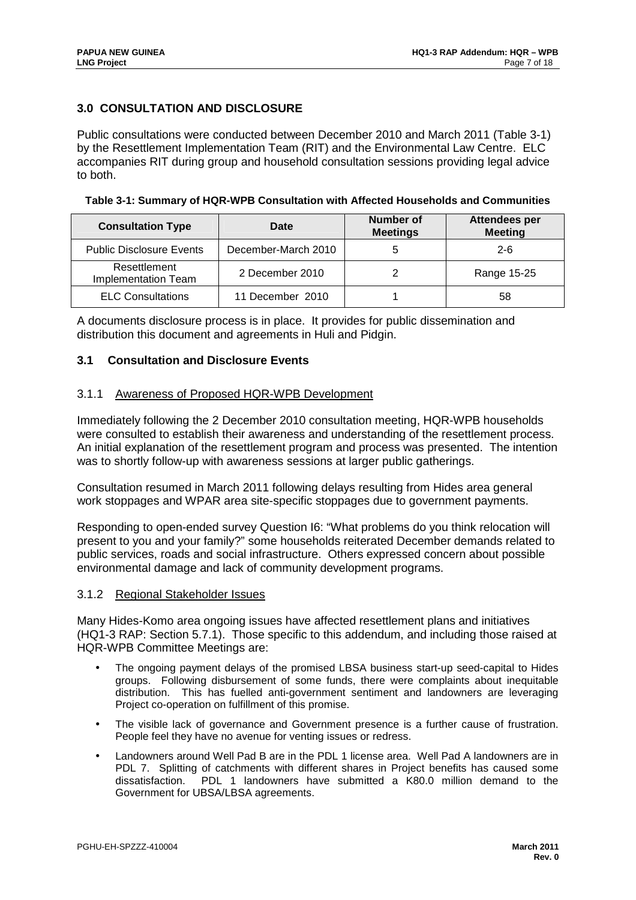## 3.0 CONSULTATION AND DISCLOSURE

Public consultations were conducted between December 2010 and March 2011 (Table 3-1) by the Resettlement Implementation Team (RIT) and the Environmental Law Centre. ELC accompanies RIT during group and household consultation sessions providing legal advice to both.

**Table 3-1: Summary of HQR-WPB Consultation with Affected Households and Communities**

| Consultation Type | Date | Number of Meetings | Attendees per Meeting |
|---|---|---|---|
| Public Disclosure Events | December-March 2010 | 5 | 2-6 |
| Resettlement Implementation Team | 2 December 2010 | 2 | Range 15-25 |
| ELC Consultations | 11 December 2010 | 1 | 58 |

A documents disclosure process is in place. It provides for public dissemination and distribution this document and agreements in Huli and Pidgin.

### 3.1 Consultation and Disclosure Events

#### 3.1.1 Awareness of Proposed HQR-WPB Development

Immediately following the 2 December 2010 consultation meeting, HQR-WPB households were consulted to establish their awareness and understanding of the resettlement process. An initial explanation of the resettlement program and process was presented. The intention was to shortly follow-up with awareness sessions at larger public gatherings.

Consultation resumed in March 2011 following delays resulting from Hides area general work stoppages and WPAR area site-specific stoppages due to government payments.

Responding to open-ended survey Question I6: "What problems do you think relocation will present to you and your family?" some households reiterated December demands related to public services, roads and social infrastructure. Others expressed concern about possible environmental damage and lack of community development programs.

#### 3.1.2 Regional Stakeholder Issues

Many Hides-Komo area ongoing issues have affected resettlement plans and initiatives (HQ1-3 RAP: Section 5.7.1). Those specific to this addendum, and including those raised at HQR-WPB Committee Meetings are:

- The ongoing payment delays of the promised LBSA business start-up seed-capital to Hides groups. Following disbursement of some funds, there were complaints about inequitable distribution. This has fuelled anti-government sentiment and landowners are leveraging Project co-operation on fulfillment of this promise.
- The visible lack of governance and Government presence is a further cause of frustration. People feel they have no avenue for venting issues or redress.
- Landowners around Well Pad B are in the PDL 1 license area. Well Pad A landowners are in PDL 7. Splitting of catchments with different shares in Project benefits has caused some dissatisfaction. PDL 1 landowners have submitted a K80.0 million demand to the Government for UBSA/LBSA agreements.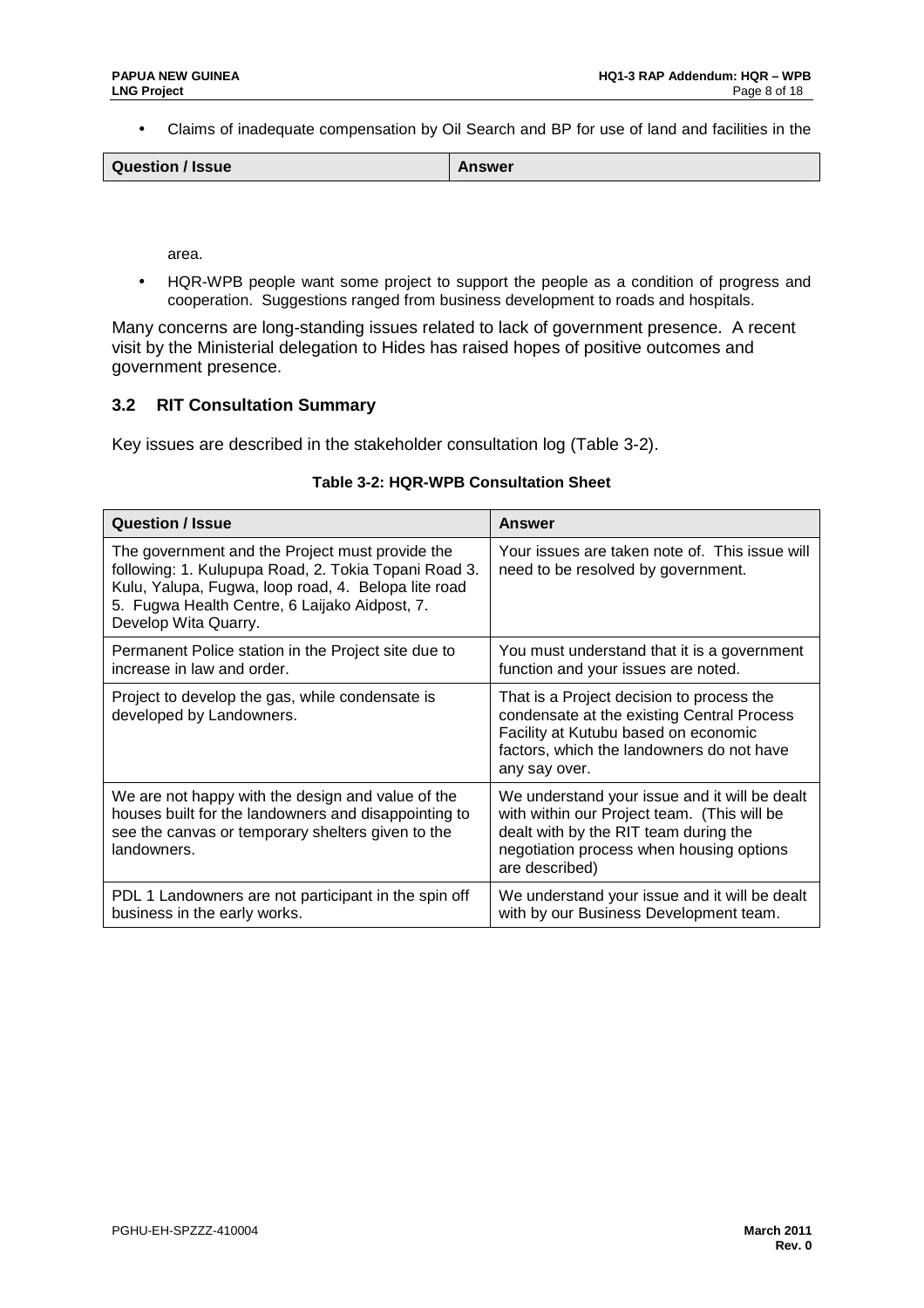- Claims of inadequate compensation by Oil Search and BP for use of land and facilities in the

| Question / Issue | Answer |
|---|---|

area.

- HQR-WPB people want some project to support the people as a condition of progress and cooperation. Suggestions ranged from business development to roads and hospitals.

Many concerns are long-standing issues related to lack of government presence. A recent visit by the Ministerial delegation to Hides has raised hopes of positive outcomes and government presence.

### 3.2 RIT Consultation Summary

Key issues are described in the stakeholder consultation log (Table 3-2).

**Table 3-2: HQR-WPB Consultation Sheet**

| Question / Issue | Answer |
|---|---|
| The government and the Project must provide the following: 1. Kulupupa Road, 2. Tokia Topani Road 3. Kulu, Yalupa, Fugwa, loop road, 4. Belopa lite road 5. Fugwa Health Centre, 6 Laijako Aidpost, 7. Develop Wita Quarry. | Your issues are taken note of. This issue will need to be resolved by government. |
| Permanent Police station in the Project site due to increase in law and order. | You must understand that it is a government function and your issues are noted. |
| Project to develop the gas, while condensate is developed by Landowners. | That is a Project decision to process the condensate at the existing Central Process Facility at Kutubu based on economic factors, which the landowners do not have any say over. |
| We are not happy with the design and value of the houses built for the landowners and disappointing to see the canvas or temporary shelters given to the landowners. | We understand your issue and it will be dealt with within our Project team. (This will be dealt with by the RIT team during the negotiation process when housing options are described) |
| PDL 1 Landowners are not participant in the spin off business in the early works. | We understand your issue and it will be dealt with by our Business Development team. |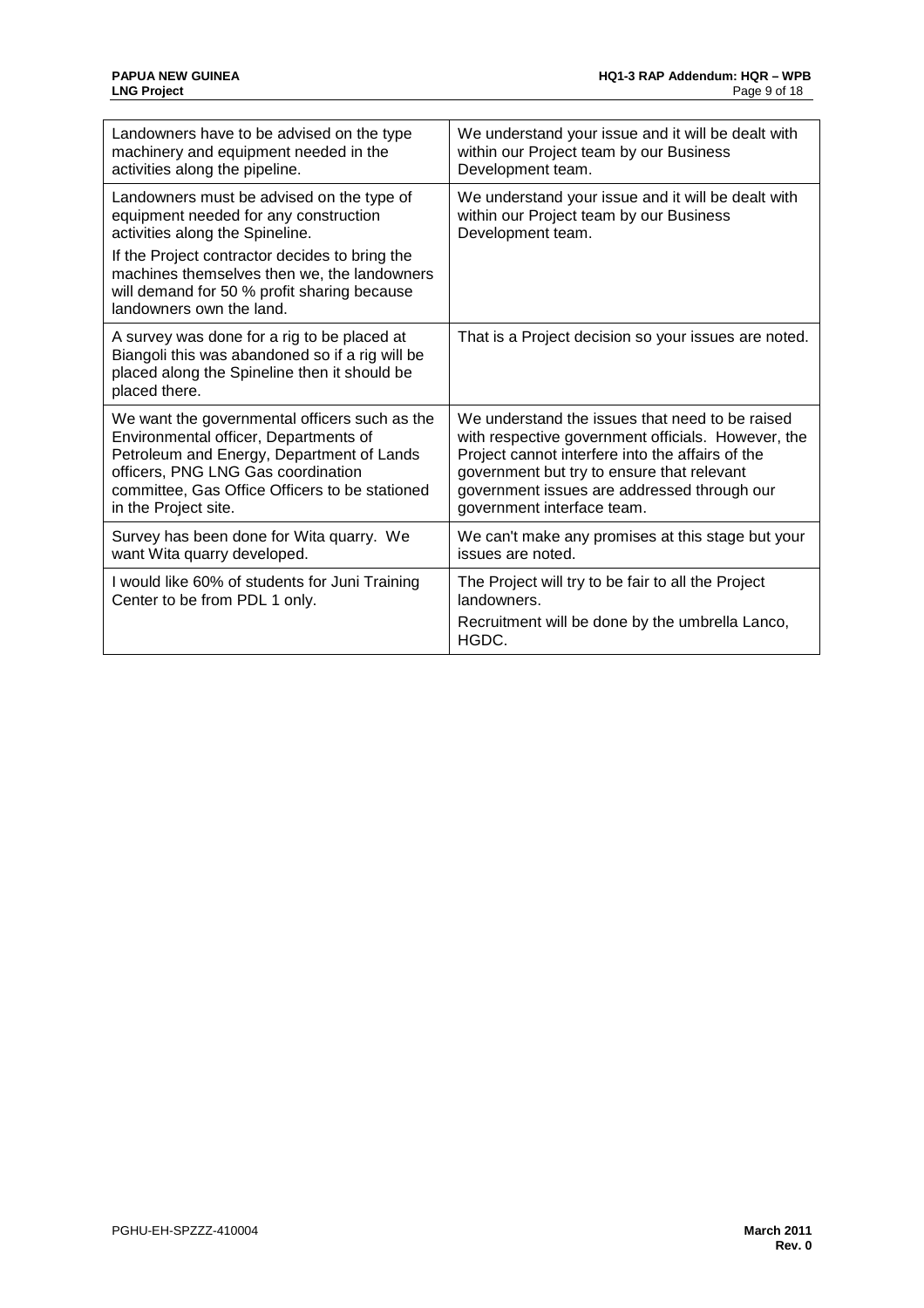| | |
|---|---|
| Landowners have to be advised on the type machinery and equipment needed in the activities along the pipeline. | We understand your issue and it will be dealt with within our Project team by our Business Development team. |
| Landowners must be advised on the type of equipment needed for any construction activities along the Spineline.<br><br>If the Project contractor decides to bring the machines themselves then we, the landowners will demand for 50 % profit sharing because landowners own the land. | We understand your issue and it will be dealt with within our Project team by our Business Development team. |
| A survey was done for a rig to be placed at Biangoli this was abandoned so if a rig will be placed along the Spineline then it should be placed there. | That is a Project decision so your issues are noted. |
| We want the governmental officers such as the Environmental officer, Departments of Petroleum and Energy, Department of Lands officers, PNG LNG Gas coordination committee, Gas Office Officers to be stationed in the Project site. | We understand the issues that need to be raised with respective government officials. However, the Project cannot interfere into the affairs of the government but try to ensure that relevant government issues are addressed through our government interface team. |
| Survey has been done for Wita quarry. We want Wita quarry developed. | We can't make any promises at this stage but your issues are noted. |
| I would like 60% of students for Juni Training Center to be from PDL 1 only. | The Project will try to be fair to all the Project landowners.<br><br>Recruitment will be done by the umbrella Lanco, HGDC. |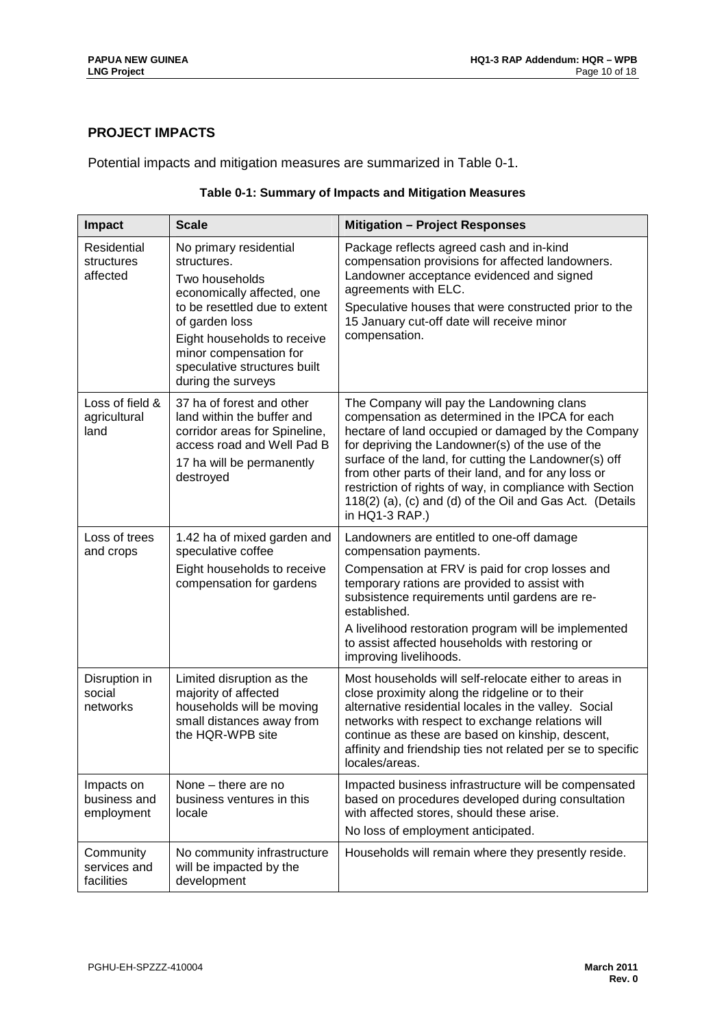## PROJECT IMPACTS

Potential impacts and mitigation measures are summarized in Table 0-1.

**Table 0-1: Summary of Impacts and Mitigation Measures**

| Impact | Scale | Mitigation – Project Responses |
|---|---|---|
| Residential structures affected | No primary residential structures.<br>Two households economically affected, one to be resettled due to extent of garden loss<br>Eight households to receive minor compensation for speculative structures built during the surveys | Package reflects agreed cash and in-kind compensation provisions for affected landowners. Landowner acceptance evidenced and signed agreements with ELC.<br>Speculative houses that were constructed prior to the 15 January cut-off date will receive minor compensation. |
| Loss of field & agricultural land | 37 ha of forest and other land within the buffer and corridor areas for Spineline, access road and Well Pad B<br>17 ha will be permanently destroyed | The Company will pay the Landowning clans compensation as determined in the IPCA for each hectare of land occupied or damaged by the Company for depriving the Landowner(s) of the use of the surface of the land, for cutting the Landowner(s) off from other parts of their land, and for any loss or restriction of rights of way, in compliance with Section 118(2) (a), (c) and (d) of the Oil and Gas Act. (Details in HQ1-3 RAP.) |
| Loss of trees and crops | 1.42 ha of mixed garden and speculative coffee<br>Eight households to receive compensation for gardens | Landowners are entitled to one-off damage compensation payments.<br>Compensation at FRV is paid for crop losses and temporary rations are provided to assist with subsistence requirements until gardens are re-established.<br>A livelihood restoration program will be implemented to assist affected households with restoring or improving livelihoods. |
| Disruption in social networks | Limited disruption as the majority of affected households will be moving small distances away from the HQR-WPB site | Most households will self-relocate either to areas in close proximity along the ridgeline or to their alternative residential locales in the valley. Social networks with respect to exchange relations will continue as these are based on kinship, descent, affinity and friendship ties not related per se to specific locales/areas. |
| Impacts on business and employment | None – there are no business ventures in this locale | Impacted business infrastructure will be compensated based on procedures developed during consultation with affected stores, should these arise.<br>No loss of employment anticipated. |
| Community services and facilities | No community infrastructure will be impacted by the development | Households will remain where they presently reside. |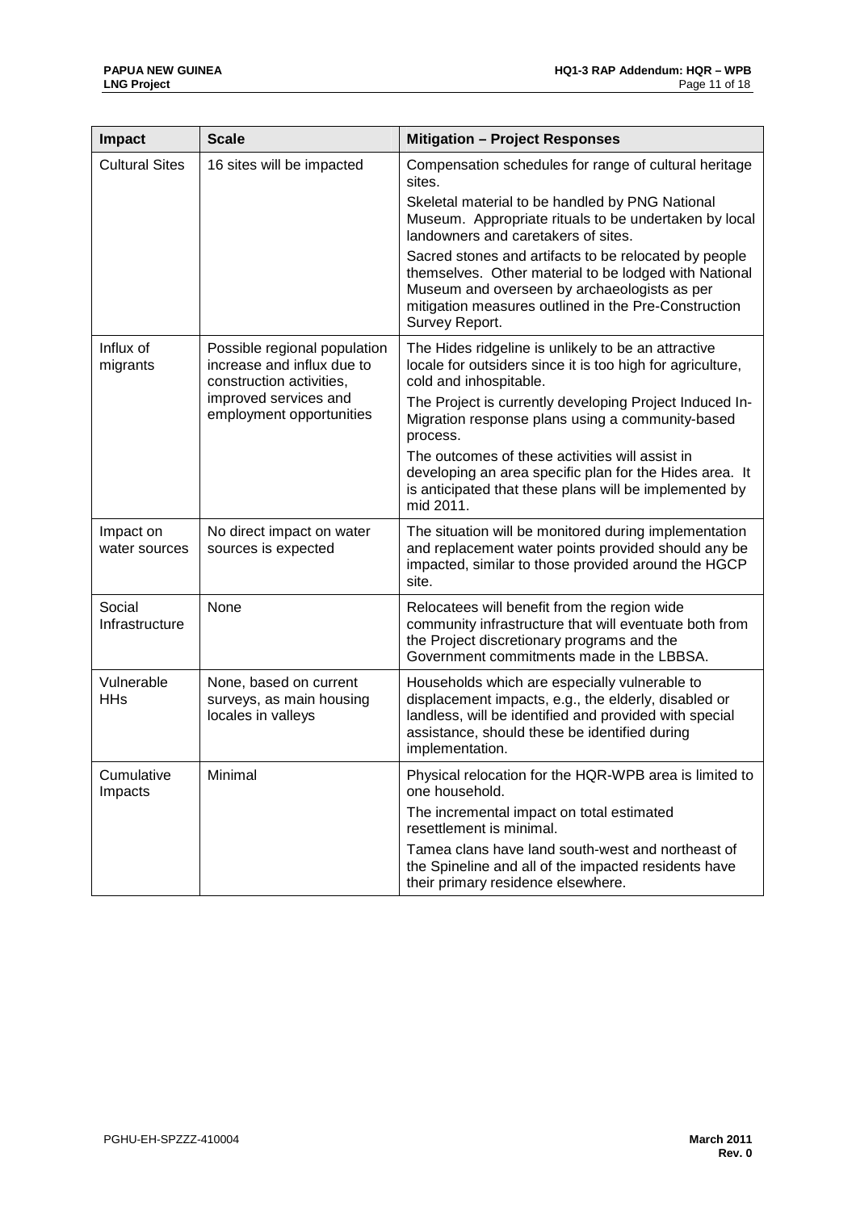| Impact | Scale | Mitigation – Project Responses |
|---|---|---|
| Cultural Sites | 16 sites will be impacted | Compensation schedules for range of cultural heritage sites.<br><br>Skeletal material to be handled by PNG National Museum. Appropriate rituals to be undertaken by local landowners and caretakers of sites.<br><br>Sacred stones and artifacts to be relocated by people themselves. Other material to be lodged with National Museum and overseen by archaeologists as per mitigation measures outlined in the Pre-Construction Survey Report. |
| Influx of migrants | Possible regional population increase and influx due to construction activities, improved services and employment opportunities | The Hides ridgeline is unlikely to be an attractive locale for outsiders since it is too high for agriculture, cold and inhospitable.<br><br>The Project is currently developing Project Induced In-Migration response plans using a community-based process.<br><br>The outcomes of these activities will assist in developing an area specific plan for the Hides area. It is anticipated that these plans will be implemented by mid 2011. |
| Impact on water sources | No direct impact on water sources is expected | The situation will be monitored during implementation and replacement water points provided should any be impacted, similar to those provided around the HGCP site. |
| Social Infrastructure | None | Relocatees will benefit from the region wide community infrastructure that will eventuate both from the Project discretionary programs and the Government commitments made in the LBBSA. |
| Vulnerable HHs | None, based on current surveys, as main housing locales in valleys | Households which are especially vulnerable to displacement impacts, e.g., the elderly, disabled or landless, will be identified and provided with special assistance, should these be identified during implementation. |
| Cumulative Impacts | Minimal | Physical relocation for the HQR-WPB area is limited to one household.<br><br>The incremental impact on total estimated resettlement is minimal.<br><br>Tamea clans have land south-west and northeast of the Spineline and all of the impacted residents have their primary residence elsewhere. |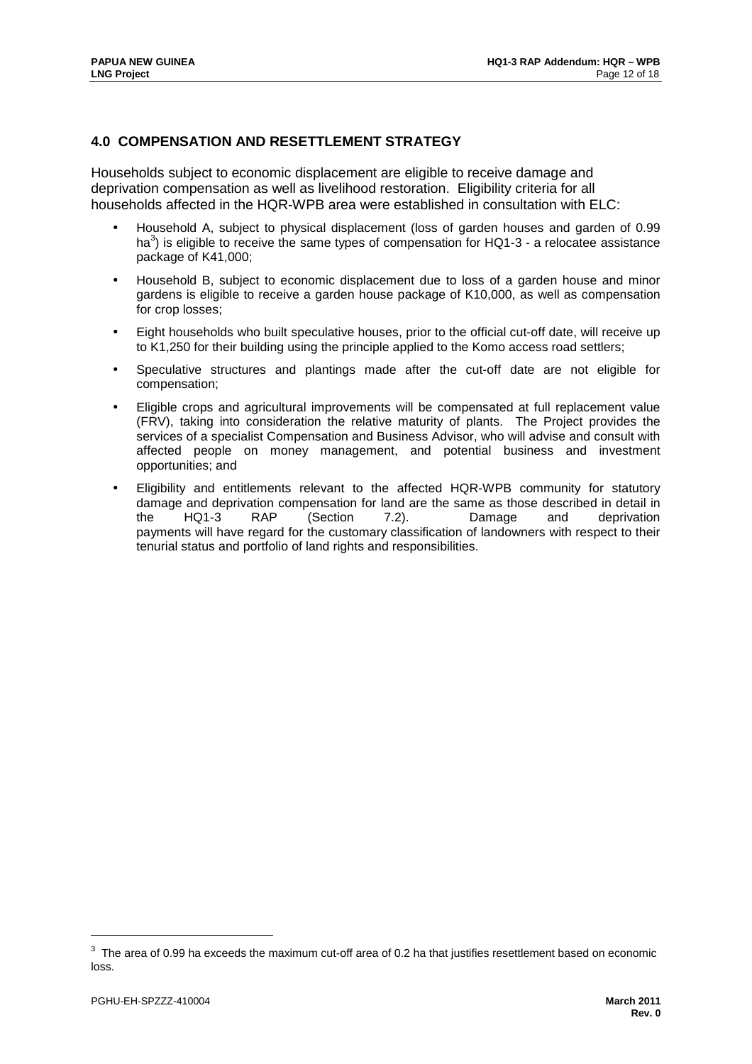## 4.0 COMPENSATION AND RESETTLEMENT STRATEGY

Households subject to economic displacement are eligible to receive damage and deprivation compensation as well as livelihood restoration. Eligibility criteria for all households affected in the HQR-WPB area were established in consultation with ELC:

- Household A, subject to physical displacement (loss of garden houses and garden of 0.99 ha[3]) is eligible to receive the same types of compensation for HQ1-3 - a relocatee assistance package of K41,000;
- Household B, subject to economic displacement due to loss of a garden house and minor gardens is eligible to receive a garden house package of K10,000, as well as compensation for crop losses;
- Eight households who built speculative houses, prior to the official cut-off date, will receive up to K1,250 for their building using the principle applied to the Komo access road settlers;
- Speculative structures and plantings made after the cut-off date are not eligible for compensation;
- Eligible crops and agricultural improvements will be compensated at full replacement value (FRV), taking into consideration the relative maturity of plants. The Project provides the services of a specialist Compensation and Business Advisor, who will advise and consult with affected people on money management, and potential business and investment opportunities; and
- Eligibility and entitlements relevant to the affected HQR-WPB community for statutory damage and deprivation compensation for land are the same as those described in detail in the HQ1-3 RAP (Section 7.2). Damage and deprivation payments will have regard for the customary classification of landowners with respect to their tenurial status and portfolio of land rights and responsibilities.

[3] The area of 0.99 ha exceeds the maximum cut-off area of 0.2 ha that justifies resettlement based on economic loss.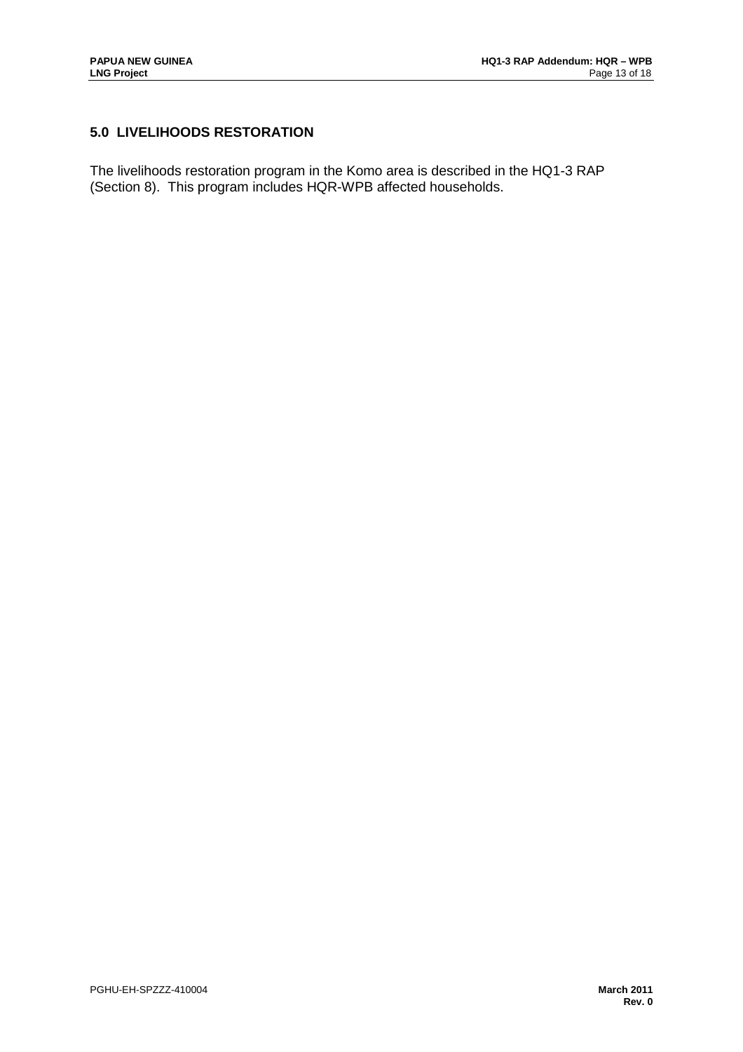## 5.0 LIVELIHOODS RESTORATION

The livelihoods restoration program in the Komo area is described in the HQ1-3 RAP (Section 8). This program includes HQR-WPB affected households.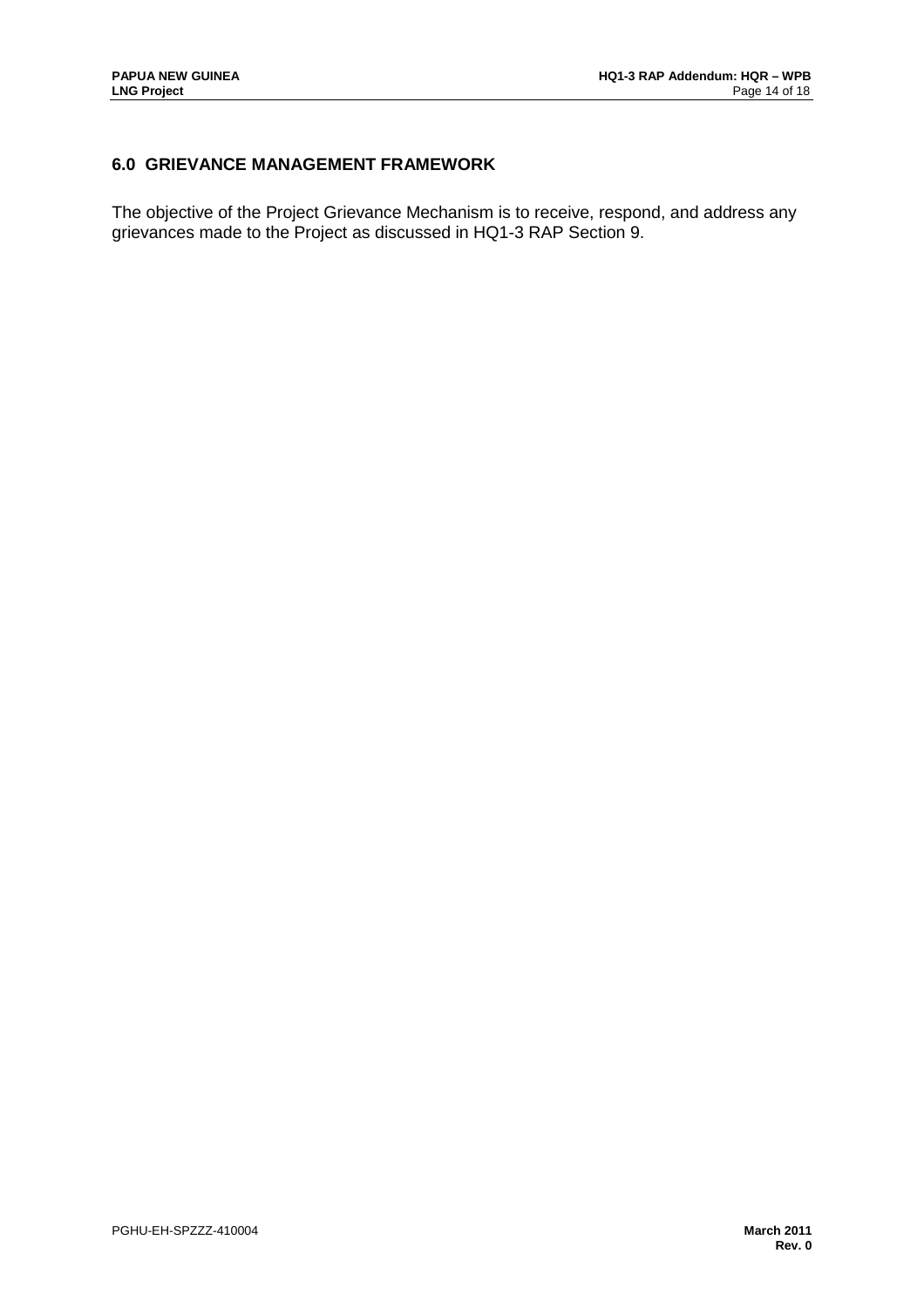## 6.0 GRIEVANCE MANAGEMENT FRAMEWORK

The objective of the Project Grievance Mechanism is to receive, respond, and address any grievances made to the Project as discussed in HQ1-3 RAP Section 9.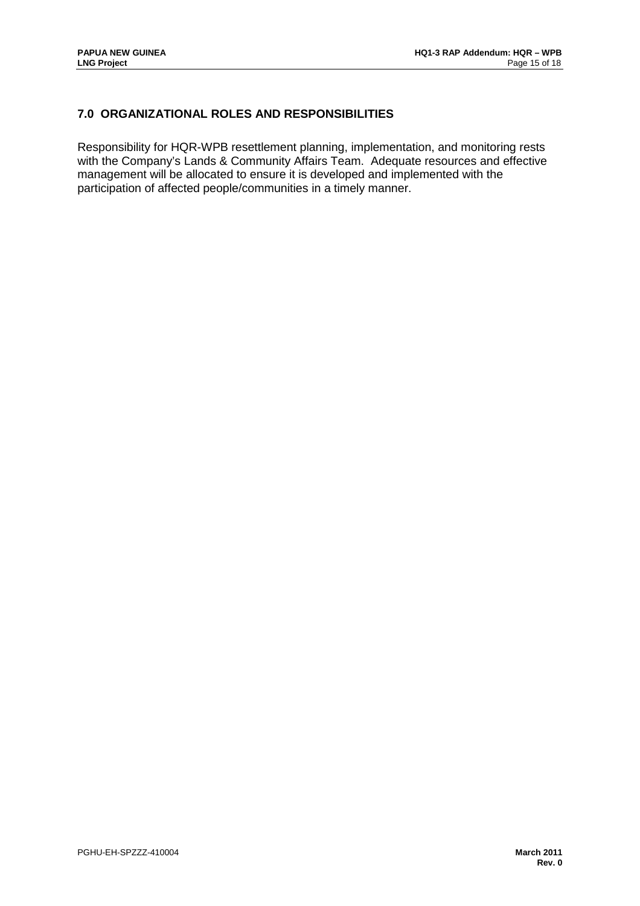## 7.0 ORGANIZATIONAL ROLES AND RESPONSIBILITIES

Responsibility for HQR-WPB resettlement planning, implementation, and monitoring rests with the Company's Lands & Community Affairs Team. Adequate resources and effective management will be allocated to ensure it is developed and implemented with the participation of affected people/communities in a timely manner.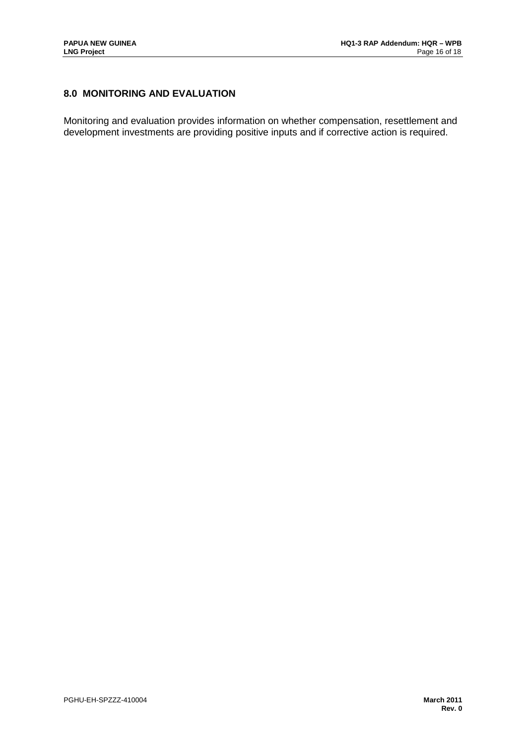## 8.0 MONITORING AND EVALUATION

Monitoring and evaluation provides information on whether compensation, resettlement and development investments are providing positive inputs and if corrective action is required.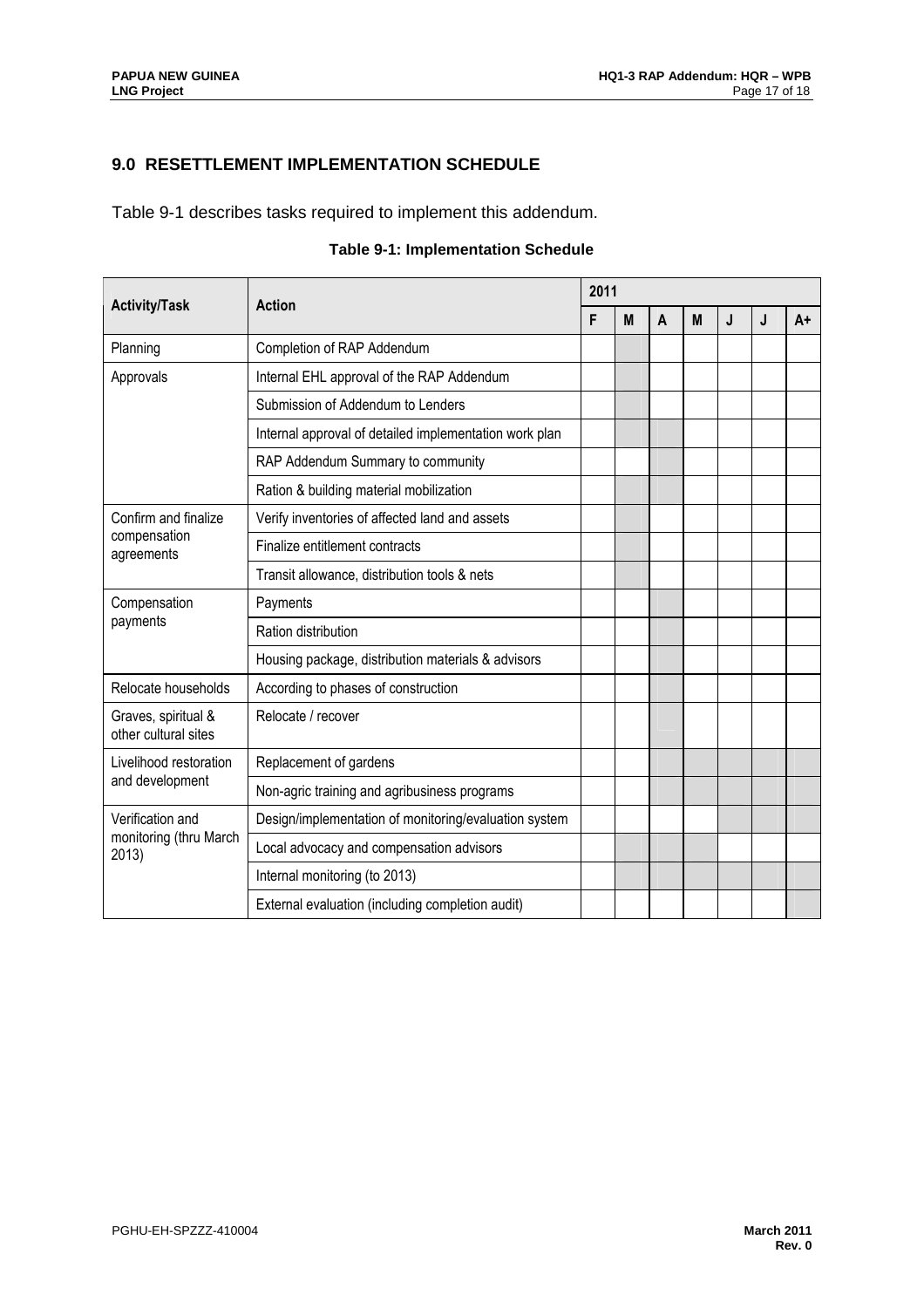## 9.0 RESETTLEMENT IMPLEMENTATION SCHEDULE

Table 9-1 describes tasks required to implement this addendum.

**Table 9-1: Implementation Schedule**

| Activity/Task | Action | 2011 | | | | | | |
|---|---|---|---|---|---|---|---|---|
| | | F | M | A | M | J | J | A+ |
| Planning | Completion of RAP Addendum | | X | | | | | |
| Approvals | Internal EHL approval of the RAP Addendum | | X | | | | | |
| | Submission of Addendum to Lenders | | X | | | | | |
| | Internal approval of detailed implementation work plan | | X | X | | | | |
| | RAP Addendum Summary to community | | | X | | | | |
| | Ration & building material mobilization | | X | X | | | | |
| Confirm and finalize compensation agreements | Verify inventories of affected land and assets | | X | | | | | |
| | Finalize entitlement contracts | | X | | | | | |
| | Transit allowance, distribution tools & nets | | X | | | | | |
| Compensation payments | Payments | | | X | | | | |
| | Ration distribution | | | X | | | | |
| | Housing package, distribution materials & advisors | | | X | | | | |
| Relocate households | According to phases of construction | | | X | | | | |
| Graves, spiritual & other cultural sites | Relocate / recover | | | X | | | | |
| Livelihood restoration and development | Replacement of gardens | | | X | X | X | X | X |
| | Non-agric training and agribusiness programs | | | X | X | X | X | X |
| Verification and monitoring (thru March 2013) | Design/implementation of monitoring/evaluation system | | | | | X | X | X |
| | Local advocacy and compensation advisors | | X | X | X | | | |
| | Internal monitoring (to 2013) | | X | X | X | X | X | X |
| | External evaluation (including completion audit) | | | | | | | X |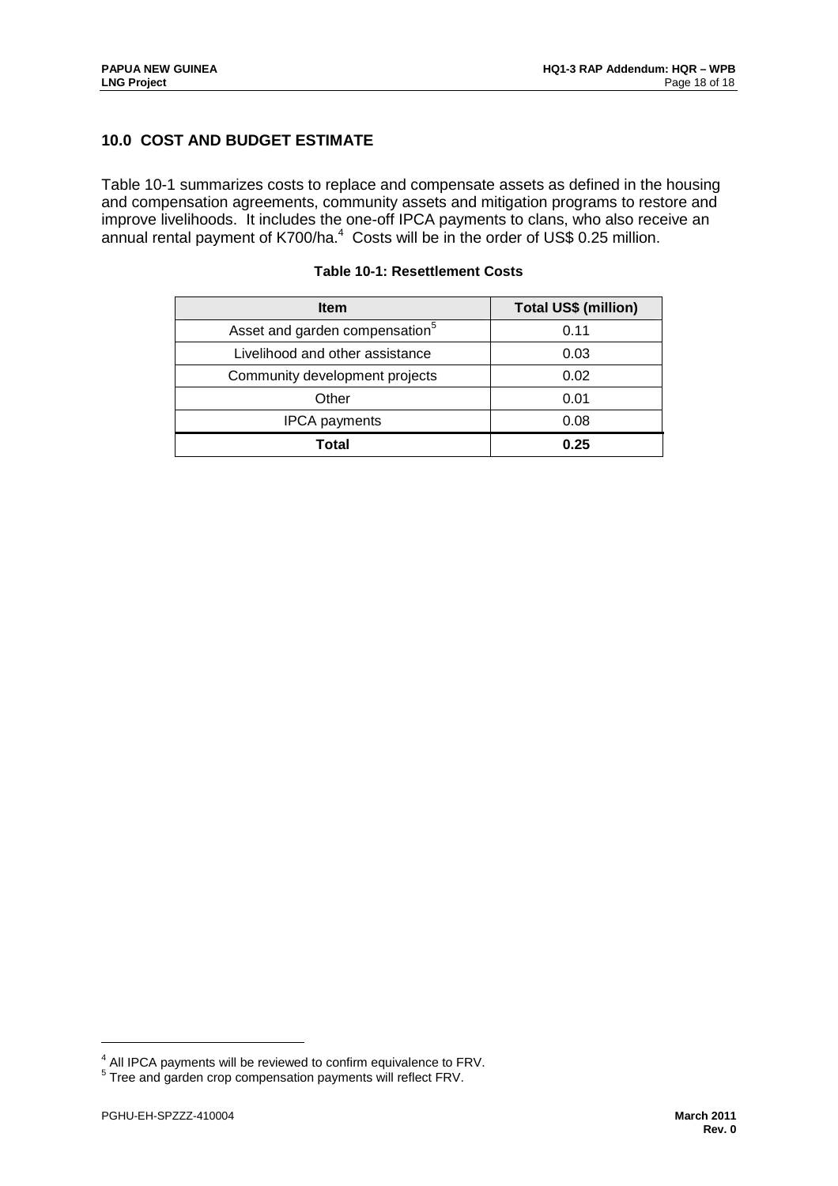## 10.0 COST AND BUDGET ESTIMATE

Table 10-1 summarizes costs to replace and compensate assets as defined in the housing and compensation agreements, community assets and mitigation programs to restore and improve livelihoods. It includes the one-off IPCA payments to clans, who also receive an annual rental payment of K700/ha.[4] Costs will be in the order of US$ 0.25 million.

**Table 10-1: Resettlement Costs**

| Item | Total US$ (million) |
|---|---|
| Asset and garden compensation[5] | 0.11 |
| Livelihood and other assistance | 0.03 |
| Community development projects | 0.02 |
| Other | 0.01 |
| IPCA payments | 0.08 |
| **Total** | **0.25** |

[4] All IPCA payments will be reviewed to confirm equivalence to FRV.
[5] Tree and garden crop compensation payments will reflect FRV.